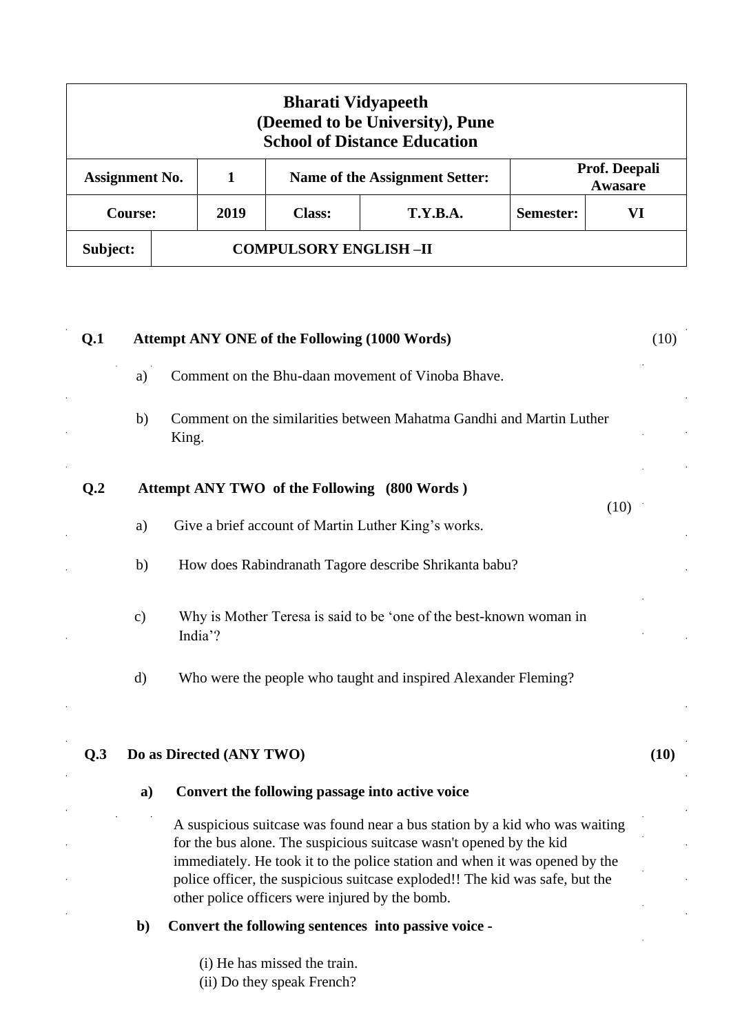| **Bharati Vidyapeeth (Deemed to be University), Pune School of Distance Education** | | | | | |
|---|---|---|---|---|---|
| **Assignment No.** | **1** | **Name of the Assignment Setter:** | | **Prof. Deepali Awasare** | |
| **Course:** | **2019** | **Class:** | **T.Y.B.A.** | **Semester:** | **VI** |
| **Subject:** | **COMPULSORY ENGLISH –II** | | | | |

**Q.1 Attempt ANY ONE of the Following (1000 Words)** (10)

a) Comment on the Bhu-daan movement of Vinoba Bhave.

b) Comment on the similarities between Mahatma Gandhi and Martin Luther King.

**Q.2 Attempt ANY TWO of the Following (800 Words )** (10)

a) Give a brief account of Martin Luther King's works.

b) How does Rabindranath Tagore describe Shrikanta babu?

c) Why is Mother Teresa is said to be 'one of the best-known woman in India'?

d) Who were the people who taught and inspired Alexander Fleming?

**Q.3 Do as Directed (ANY TWO)** **(10)**

**a) Convert the following passage into active voice**

A suspicious suitcase was found near a bus station by a kid who was waiting for the bus alone. The suspicious suitcase wasn't opened by the kid immediately. He took it to the police station and when it was opened by the police officer, the suspicious suitcase exploded!! The kid was safe, but the other police officers were injured by the bomb.

**b) Convert the following sentences into passive voice -**

(i) He has missed the train.
(ii) Do they speak French?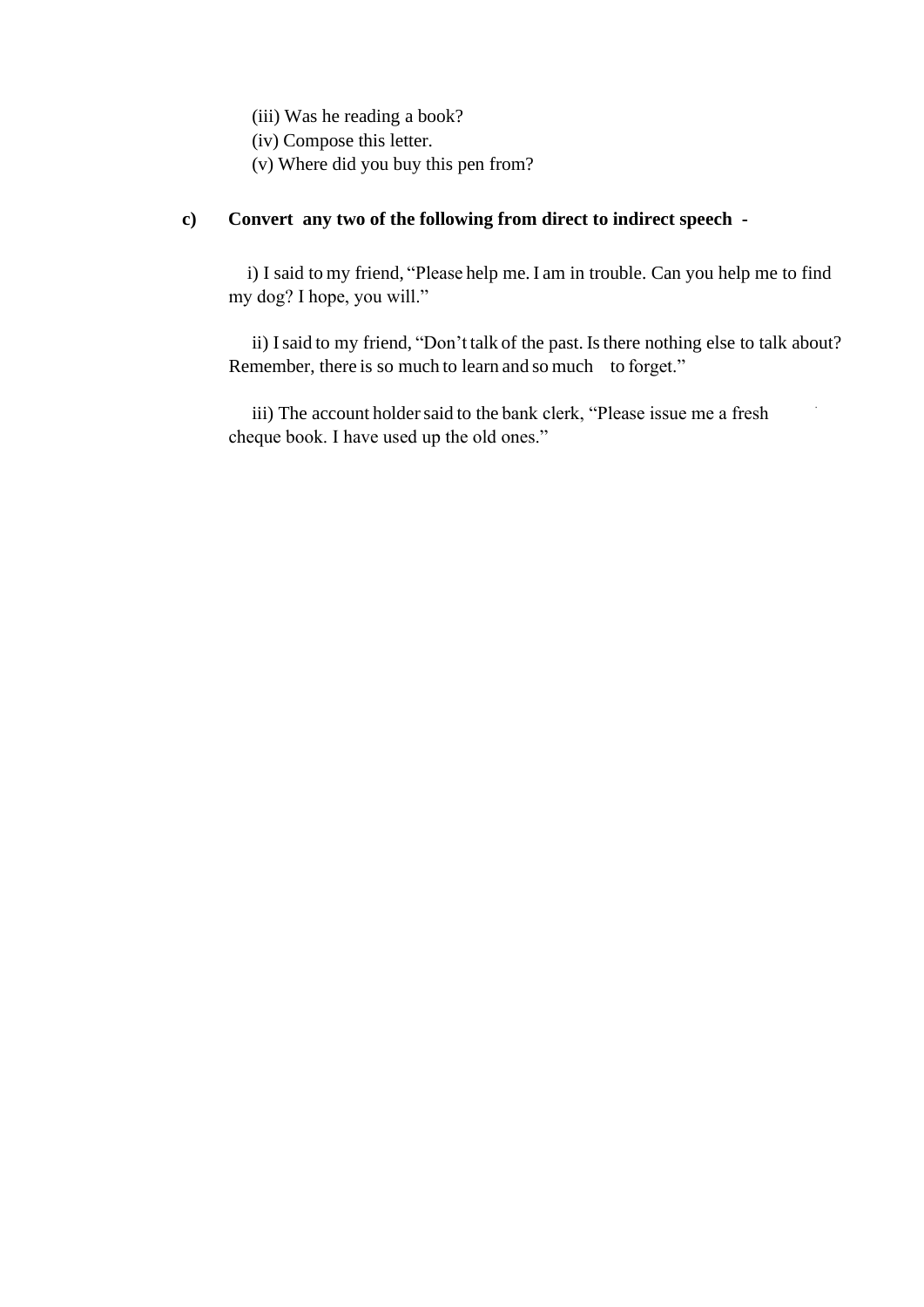(iii) Was he reading a book?
(iv) Compose this letter.
(v) Where did you buy this pen from?

**c) Convert any two of the following from direct to indirect speech -**

i) I said to my friend, "Please help me. I am in trouble. Can you help me to find my dog? I hope, you will."

ii) I said to my friend, "Don't talk of the past. Is there nothing else to talk about? Remember, there is so much to learn and so much to forget."

iii) The account holder said to the bank clerk, "Please issue me a fresh cheque book. I have used up the old ones."